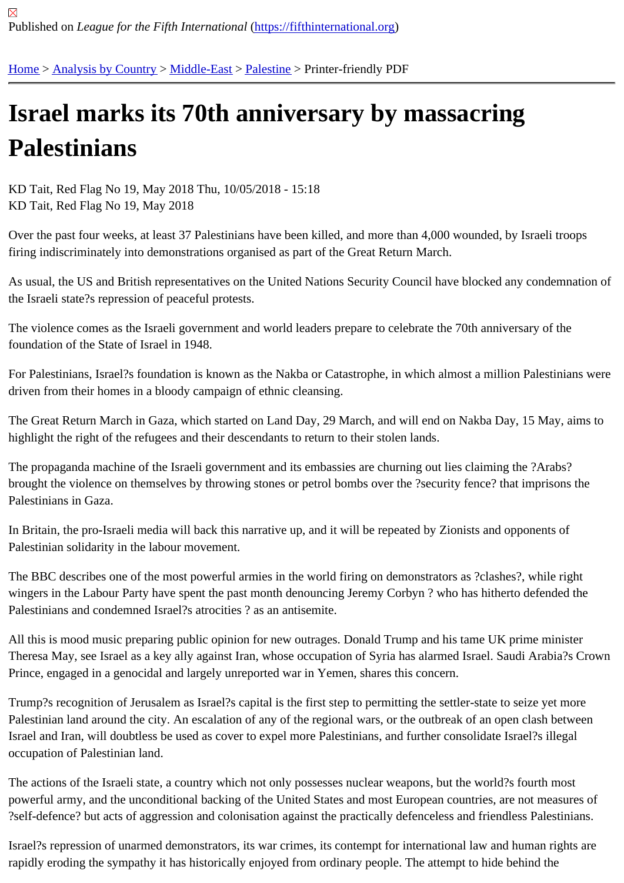Published on *League for the Fifth International* (https://fifthinternational.org)

Home > Analysis by Country > Middle-East > Palestine > Printer-friendly PDF

# Israel marks its 70th anniversary by massacring Palestinians

KD Tait, Red Flag No 19, May 2018 Thu, 10/05/2018 - 15:18
KD Tait, Red Flag No 19, May 2018

Over the past four weeks, at least 37 Palestinians have been killed, and more than 4,000 wounded, by Israeli troops firing indiscriminately into demonstrations organised as part of the Great Return March.

As usual, the US and British representatives on the United Nations Security Council have blocked any condemnation of the Israeli state?s repression of peaceful protests.

The violence comes as the Israeli government and world leaders prepare to celebrate the 70th anniversary of the foundation of the State of Israel in 1948.

For Palestinians, Israel?s foundation is known as the Nakba or Catastrophe, in which almost a million Palestinians were driven from their homes in a bloody campaign of ethnic cleansing.

The Great Return March in Gaza, which started on Land Day, 29 March, and will end on Nakba Day, 15 May, aims to highlight the right of the refugees and their descendants to return to their stolen lands.

The propaganda machine of the Israeli government and its embassies are churning out lies claiming the ?Arabs? brought the violence on themselves by throwing stones or petrol bombs over the ?security fence? that imprisons the Palestinians in Gaza.

In Britain, the pro-Israeli media will back this narrative up, and it will be repeated by Zionists and opponents of Palestinian solidarity in the labour movement.

The BBC describes one of the most powerful armies in the world firing on demonstrators as ?clashes?, while right wingers in the Labour Party have spent the past month denouncing Jeremy Corbyn ? who has hitherto defended the Palestinians and condemned Israel?s atrocities ? as an antisemite.

All this is mood music preparing public opinion for new outrages. Donald Trump and his tame UK prime minister Theresa May, see Israel as a key ally against Iran, whose occupation of Syria has alarmed Israel. Saudi Arabia?s Crown Prince, engaged in a genocidal and largely unreported war in Yemen, shares this concern.

Trump?s recognition of Jerusalem as Israel?s capital is the first step to permitting the settler-state to seize yet more Palestinian land around the city. An escalation of any of the regional wars, or the outbreak of an open clash between Israel and Iran, will doubtless be used as cover to expel more Palestinians, and further consolidate Israel?s illegal occupation of Palestinian land.

The actions of the Israeli state, a country which not only possesses nuclear weapons, but the world?s fourth most powerful army, and the unconditional backing of the United States and most European countries, are not measures of ?self-defence? but acts of aggression and colonisation against the practically defenceless and friendless Palestinians.

Israel?s repression of unarmed demonstrators, its war crimes, its contempt for international law and human rights are rapidly eroding the sympathy it has historically enjoyed from ordinary people. The attempt to hide behind the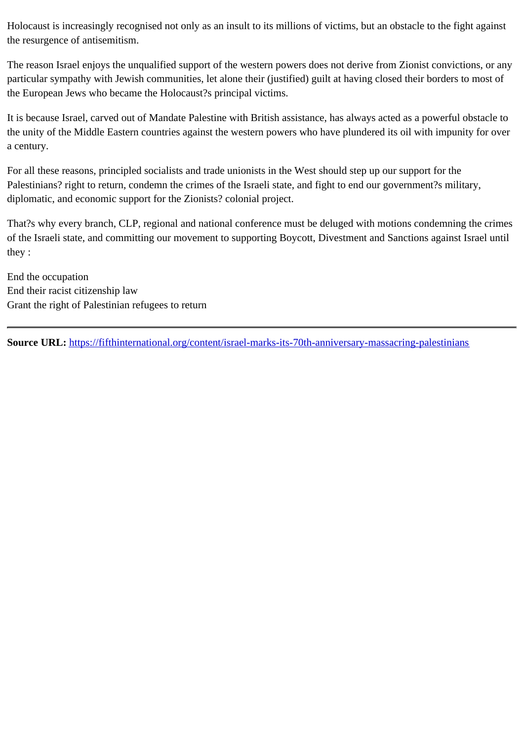Holocaust is increasingly recognised not only as an insult to its millions of victims, but an obstacle to the fight against the resurgence of antisemitism.

The reason Israel enjoys the unqualified support of the western powers does not derive from Zionist convictions, or any particular sympathy with Jewish communities, let alone their (justified) guilt at having closed their borders to most of the European Jews who became the Holocaust?s principal victims.

It is because Israel, carved out of Mandate Palestine with British assistance, has always acted as a powerful obstacle to the unity of the Middle Eastern countries against the western powers who have plundered its oil with impunity for over a century.

For all these reasons, principled socialists and trade unionists in the West should step up our support for the Palestinians? right to return, condemn the crimes of the Israeli state, and fight to end our government?s military, diplomatic, and economic support for the Zionists? colonial project.

That?s why every branch, CLP, regional and national conference must be deluged with motions condemning the crimes of the Israeli state, and committing our movement to supporting Boycott, Divestment and Sanctions against Israel until they :

End the occupation
End their racist citizenship law
Grant the right of Palestinian refugees to return

---

**Source URL:** https://fifthinternational.org/content/israel-marks-its-70th-anniversary-massacring-palestinians